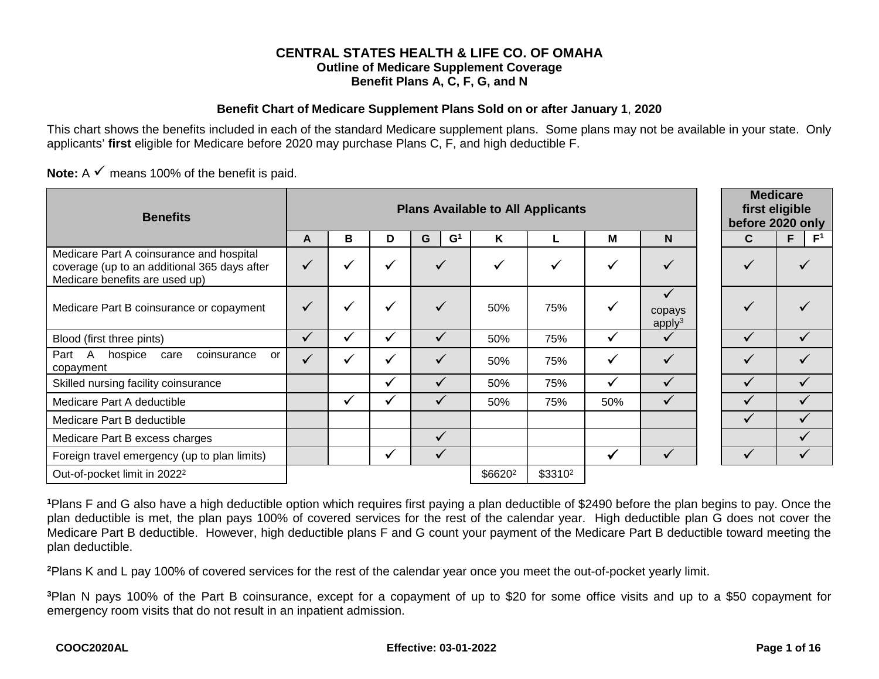# CENTRAL STATES HEALTH & LIFE CO. OF OMAHA

## Outline of Medicare Supplement Coverage

## Benefit Plans A, C, F, G, and N

### Benefit Chart of Medicare Supplement Plans Sold on or after January 1, 2020

This chart shows the benefits included in each of the standard Medicare supplement plans. Some plans may not be available in your state. Only applicants' **first** eligible for Medicare before 2020 may purchase Plans C, F, and high deductible F.

**Note:** A ✓ means 100% of the benefit is paid.

| Benefits | Plans Available to All Applicants | | | | | | | | | Medicare first eligible before 2020 only | | |
|---|---|---|---|---|---|---|---|---|---|---|---|---|
| | A | B | D | G | G[1] | K | L | M | N | C | F | F[1] |
| Medicare Part A coinsurance and hospital coverage (up to an additional 365 days after Medicare benefits are used up) | ✓ | ✓ | ✓ | ✓ | | ✓ | ✓ | ✓ | ✓ | ✓ | ✓ | |
| Medicare Part B coinsurance or copayment | ✓ | ✓ | ✓ | ✓ | | 50% | 75% | ✓ | ✓ copays apply[3] | ✓ | ✓ | |
| Blood (first three pints) | ✓ | ✓ | ✓ | ✓ | | 50% | 75% | ✓ | ✓ | ✓ | ✓ | |
| Part A hospice care coinsurance or copayment | ✓ | ✓ | ✓ | ✓ | | 50% | 75% | ✓ | ✓ | ✓ | ✓ | |
| Skilled nursing facility coinsurance | | | ✓ | ✓ | | 50% | 75% | ✓ | ✓ | ✓ | ✓ | |
| Medicare Part A deductible | | ✓ | ✓ | ✓ | | 50% | 75% | 50% | ✓ | ✓ | ✓ | |
| Medicare Part B deductible | | | | | | | | | | ✓ | ✓ | |
| Medicare Part B excess charges | | | | ✓ | | | | | | | ✓ | |
| Foreign travel emergency (up to plan limits) | | | ✓ | ✓ | | | | ✓ | ✓ | ✓ | ✓ | |
| Out-of-pocket limit in 2022[2] | | | | | | $6620[2] | $3310[2] | | | | | |

**[1]**Plans F and G also have a high deductible option which requires first paying a plan deductible of $2490 before the plan begins to pay. Once the plan deductible is met, the plan pays 100% of covered services for the rest of the calendar year. High deductible plan G does not cover the Medicare Part B deductible. However, high deductible plans F and G count your payment of the Medicare Part B deductible toward meeting the plan deductible.

**[2]**Plans K and L pay 100% of covered services for the rest of the calendar year once you meet the out-of-pocket yearly limit.

**[3]**Plan N pays 100% of the Part B coinsurance, except for a copayment of up to $20 for some office visits and up to a $50 copayment for emergency room visits that do not result in an inpatient admission.

COOC2020AL Effective: 03-01-2022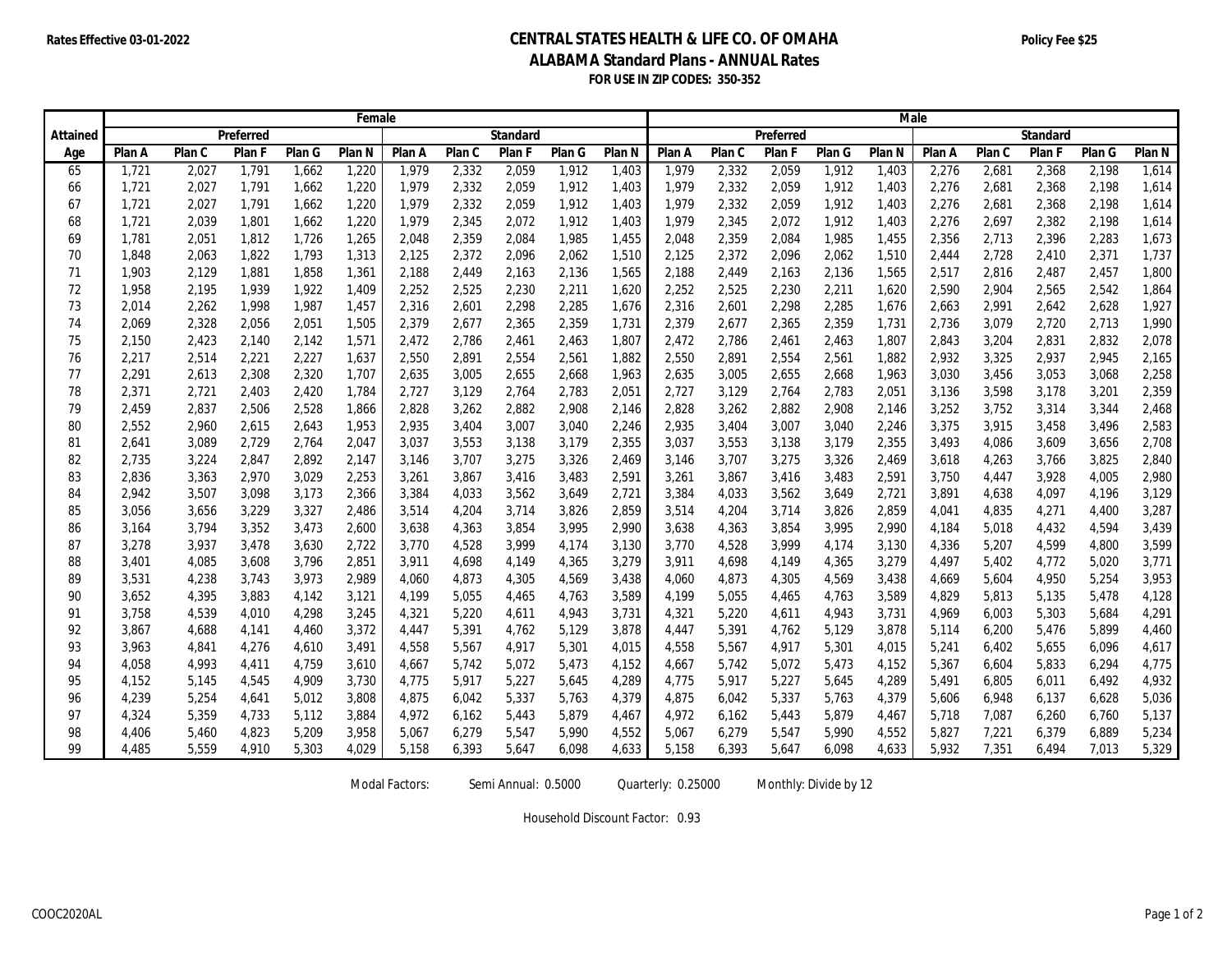Rates Effective 03-01-2022

# CENTRAL STATES HEALTH & LIFE CO. OF OMAHA

## ALABAMA Standard Plans - ANNUAL Rates

**FOR USE IN ZIP CODES: 350-352**

Policy Fee $25

| | Female | | | | | | | | | | Male | | | | | | | | | |
|---|---|---|---|---|---|---|---|---|---|---|---|---|---|---|---|---|---|---|---|---|
| Attained | Preferred | | | | | Standard | | | | | Preferred | | | | | Standard | | | | |
| Age | Plan A | Plan C | Plan F | Plan G | Plan N | Plan A | Plan C | Plan F | Plan G | Plan N | Plan A | Plan C | Plan F | Plan G | Plan N | Plan A | Plan C | Plan F | Plan G | Plan N |
| 65 | 1,721 | 2,027 | 1,791 | 1,662 | 1,220 | 1,979 | 2,332 | 2,059 | 1,912 | 1,403 | 1,979 | 2,332 | 2,059 | 1,912 | 1,403 | 2,276 | 2,681 | 2,368 | 2,198 | 1,614 |
| 66 | 1,721 | 2,027 | 1,791 | 1,662 | 1,220 | 1,979 | 2,332 | 2,059 | 1,912 | 1,403 | 1,979 | 2,332 | 2,059 | 1,912 | 1,403 | 2,276 | 2,681 | 2,368 | 2,198 | 1,614 |
| 67 | 1,721 | 2,027 | 1,791 | 1,662 | 1,220 | 1,979 | 2,332 | 2,059 | 1,912 | 1,403 | 1,979 | 2,332 | 2,059 | 1,912 | 1,403 | 2,276 | 2,681 | 2,368 | 2,198 | 1,614 |
| 68 | 1,721 | 2,039 | 1,801 | 1,662 | 1,220 | 1,979 | 2,345 | 2,072 | 1,912 | 1,403 | 1,979 | 2,345 | 2,072 | 1,912 | 1,403 | 2,276 | 2,697 | 2,382 | 2,198 | 1,614 |
| 69 | 1,781 | 2,051 | 1,812 | 1,726 | 1,265 | 2,048 | 2,359 | 2,084 | 1,985 | 1,455 | 2,048 | 2,359 | 2,084 | 1,985 | 1,455 | 2,356 | 2,713 | 2,396 | 2,283 | 1,673 |
| 70 | 1,848 | 2,063 | 1,822 | 1,793 | 1,313 | 2,125 | 2,372 | 2,096 | 2,062 | 1,510 | 2,125 | 2,372 | 2,096 | 2,062 | 1,510 | 2,444 | 2,728 | 2,410 | 2,371 | 1,737 |
| 71 | 1,903 | 2,129 | 1,881 | 1,858 | 1,361 | 2,188 | 2,449 | 2,163 | 2,136 | 1,565 | 2,188 | 2,449 | 2,163 | 2,136 | 1,565 | 2,517 | 2,816 | 2,487 | 2,457 | 1,800 |
| 72 | 1,958 | 2,195 | 1,939 | 1,922 | 1,409 | 2,252 | 2,525 | 2,230 | 2,211 | 1,620 | 2,252 | 2,525 | 2,230 | 2,211 | 1,620 | 2,590 | 2,904 | 2,565 | 2,542 | 1,864 |
| 73 | 2,014 | 2,262 | 1,998 | 1,987 | 1,457 | 2,316 | 2,601 | 2,298 | 2,285 | 1,676 | 2,316 | 2,601 | 2,298 | 2,285 | 1,676 | 2,663 | 2,991 | 2,642 | 2,628 | 1,927 |
| 74 | 2,069 | 2,328 | 2,056 | 2,051 | 1,505 | 2,379 | 2,677 | 2,365 | 2,359 | 1,731 | 2,379 | 2,677 | 2,365 | 2,359 | 1,731 | 2,736 | 3,079 | 2,720 | 2,713 | 1,990 |
| 75 | 2,150 | 2,423 | 2,140 | 2,142 | 1,571 | 2,472 | 2,786 | 2,461 | 2,463 | 1,807 | 2,472 | 2,786 | 2,461 | 2,463 | 1,807 | 2,843 | 3,204 | 2,831 | 2,832 | 2,078 |
| 76 | 2,217 | 2,514 | 2,221 | 2,227 | 1,637 | 2,550 | 2,891 | 2,554 | 2,561 | 1,882 | 2,550 | 2,891 | 2,554 | 2,561 | 1,882 | 2,932 | 3,325 | 2,937 | 2,945 | 2,165 |
| 77 | 2,291 | 2,613 | 2,308 | 2,320 | 1,707 | 2,635 | 3,005 | 2,655 | 2,668 | 1,963 | 2,635 | 3,005 | 2,655 | 2,668 | 1,963 | 3,030 | 3,456 | 3,053 | 3,068 | 2,258 |
| 78 | 2,371 | 2,721 | 2,403 | 2,420 | 1,784 | 2,727 | 3,129 | 2,764 | 2,783 | 2,051 | 2,727 | 3,129 | 2,764 | 2,783 | 2,051 | 3,136 | 3,598 | 3,178 | 3,201 | 2,359 |
| 79 | 2,459 | 2,837 | 2,506 | 2,528 | 1,866 | 2,828 | 3,262 | 2,882 | 2,908 | 2,146 | 2,828 | 3,262 | 2,882 | 2,908 | 2,146 | 3,252 | 3,752 | 3,314 | 3,344 | 2,468 |
| 80 | 2,552 | 2,960 | 2,615 | 2,643 | 1,953 | 2,935 | 3,404 | 3,007 | 3,040 | 2,246 | 2,935 | 3,404 | 3,007 | 3,040 | 2,246 | 3,375 | 3,915 | 3,458 | 3,496 | 2,583 |
| 81 | 2,641 | 3,089 | 2,729 | 2,764 | 2,047 | 3,037 | 3,553 | 3,138 | 3,179 | 2,355 | 3,037 | 3,553 | 3,138 | 3,179 | 2,355 | 3,493 | 4,086 | 3,609 | 3,656 | 2,708 |
| 82 | 2,735 | 3,224 | 2,847 | 2,892 | 2,147 | 3,146 | 3,707 | 3,275 | 3,326 | 2,469 | 3,146 | 3,707 | 3,275 | 3,326 | 2,469 | 3,618 | 4,263 | 3,766 | 3,825 | 2,840 |
| 83 | 2,836 | 3,363 | 2,970 | 3,029 | 2,253 | 3,261 | 3,867 | 3,416 | 3,483 | 2,591 | 3,261 | 3,867 | 3,416 | 3,483 | 2,591 | 3,750 | 4,447 | 3,928 | 4,005 | 2,980 |
| 84 | 2,942 | 3,507 | 3,098 | 3,173 | 2,366 | 3,384 | 4,033 | 3,562 | 3,649 | 2,721 | 3,384 | 4,033 | 3,562 | 3,649 | 2,721 | 3,891 | 4,638 | 4,097 | 4,196 | 3,129 |
| 85 | 3,056 | 3,656 | 3,229 | 3,327 | 2,486 | 3,514 | 4,204 | 3,714 | 3,826 | 2,859 | 3,514 | 4,204 | 3,714 | 3,826 | 2,859 | 4,041 | 4,835 | 4,271 | 4,400 | 3,287 |
| 86 | 3,164 | 3,794 | 3,352 | 3,473 | 2,600 | 3,638 | 4,363 | 3,854 | 3,995 | 2,990 | 3,638 | 4,363 | 3,854 | 3,995 | 2,990 | 4,184 | 5,018 | 4,432 | 4,594 | 3,439 |
| 87 | 3,278 | 3,937 | 3,478 | 3,630 | 2,722 | 3,770 | 4,528 | 3,999 | 4,174 | 3,130 | 3,770 | 4,528 | 3,999 | 4,174 | 3,130 | 4,336 | 5,207 | 4,599 | 4,800 | 3,599 |
| 88 | 3,401 | 4,085 | 3,608 | 3,796 | 2,851 | 3,911 | 4,698 | 4,149 | 4,365 | 3,279 | 3,911 | 4,698 | 4,149 | 4,365 | 3,279 | 4,497 | 5,402 | 4,772 | 5,020 | 3,771 |
| 89 | 3,531 | 4,238 | 3,743 | 3,973 | 2,989 | 4,060 | 4,873 | 4,305 | 4,569 | 3,438 | 4,060 | 4,873 | 4,305 | 4,569 | 3,438 | 4,669 | 5,604 | 4,950 | 5,254 | 3,953 |
| 90 | 3,652 | 4,395 | 3,883 | 4,142 | 3,121 | 4,199 | 5,055 | 4,465 | 4,763 | 3,589 | 4,199 | 5,055 | 4,465 | 4,763 | 3,589 | 4,829 | 5,813 | 5,135 | 5,478 | 4,128 |
| 91 | 3,758 | 4,539 | 4,010 | 4,298 | 3,245 | 4,321 | 5,220 | 4,611 | 4,943 | 3,731 | 4,321 | 5,220 | 4,611 | 4,943 | 3,731 | 4,969 | 6,003 | 5,303 | 5,684 | 4,291 |
| 92 | 3,867 | 4,688 | 4,141 | 4,460 | 3,372 | 4,447 | 5,391 | 4,762 | 5,129 | 3,878 | 4,447 | 5,391 | 4,762 | 5,129 | 3,878 | 5,114 | 6,200 | 5,476 | 5,899 | 4,460 |
| 93 | 3,963 | 4,841 | 4,276 | 4,610 | 3,491 | 4,558 | 5,567 | 4,917 | 5,301 | 4,015 | 4,558 | 5,567 | 4,917 | 5,301 | 4,015 | 5,241 | 6,402 | 5,655 | 6,096 | 4,617 |
| 94 | 4,058 | 4,993 | 4,411 | 4,759 | 3,610 | 4,667 | 5,742 | 5,072 | 5,473 | 4,152 | 4,667 | 5,742 | 5,072 | 5,473 | 4,152 | 5,367 | 6,604 | 5,833 | 6,294 | 4,775 |
| 95 | 4,152 | 5,145 | 4,545 | 4,909 | 3,730 | 4,775 | 5,917 | 5,227 | 5,645 | 4,289 | 4,775 | 5,917 | 5,227 | 5,645 | 4,289 | 5,491 | 6,805 | 6,011 | 6,492 | 4,932 |
| 96 | 4,239 | 5,254 | 4,641 | 5,012 | 3,808 | 4,875 | 6,042 | 5,337 | 5,763 | 4,379 | 4,875 | 6,042 | 5,337 | 5,763 | 4,379 | 5,606 | 6,948 | 6,137 | 6,628 | 5,036 |
| 97 | 4,324 | 5,359 | 4,733 | 5,112 | 3,884 | 4,972 | 6,162 | 5,443 | 5,879 | 4,467 | 4,972 | 6,162 | 5,443 | 5,879 | 4,467 | 5,718 | 7,087 | 6,260 | 6,760 | 5,137 |
| 98 | 4,406 | 5,460 | 4,823 | 5,209 | 3,958 | 5,067 | 6,279 | 5,547 | 5,990 | 4,552 | 5,067 | 6,279 | 5,547 | 5,990 | 4,552 | 5,827 | 7,221 | 6,379 | 6,889 | 5,234 |
| 99 | 4,485 | 5,559 | 4,910 | 5,303 | 4,029 | 5,158 | 6,393 | 5,647 | 6,098 | 4,633 | 5,158 | 6,393 | 5,647 | 6,098 | 4,633 | 5,932 | 7,351 | 6,494 | 7,013 | 5,329 |

Modal Factors: Semi Annual: 0.5000 Quarterly: 0.25000 Monthly: Divide by 12

Household Discount Factor: 0.93

COOC2020AL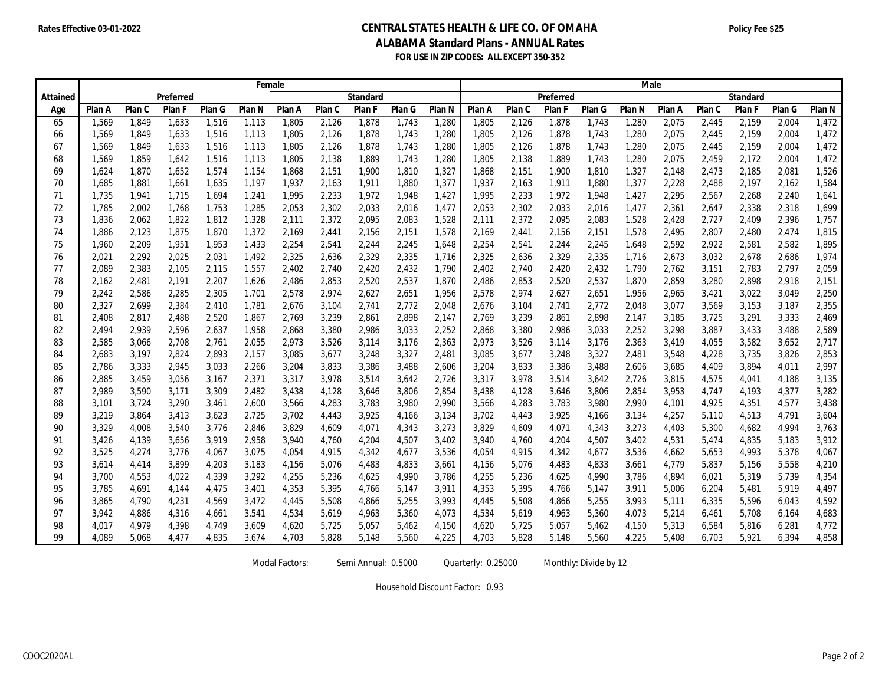Rates Effective 03-01-2022

# CENTRAL STATES HEALTH & LIFE CO. OF OMAHA

## ALABAMA Standard Plans - ANNUAL Rates

**FOR USE IN ZIP CODES: ALL EXCEPT 350-352**

Policy Fee $25

| Attained | Female | | | | | | | | | | Male | | | | | | | | | |
|---|---|---|---|---|---|---|---|---|---|---|---|---|---|---|---|---|---|---|---|---|
| | Preferred | | | | | Standard | | | | | Preferred | | | | | Standard | | | | |
| Age | Plan A | Plan C | Plan F | Plan G | Plan N | Plan A | Plan C | Plan F | Plan G | Plan N | Plan A | Plan C | Plan F | Plan G | Plan N | Plan A | Plan C | Plan F | Plan G | Plan N |
| 65 | 1,569 | 1,849 | 1,633 | 1,516 | 1,113 | 1,805 | 2,126 | 1,878 | 1,743 | 1,280 | 1,805 | 2,126 | 1,878 | 1,743 | 1,280 | 2,075 | 2,445 | 2,159 | 2,004 | 1,472 |
| 66 | 1,569 | 1,849 | 1,633 | 1,516 | 1,113 | 1,805 | 2,126 | 1,878 | 1,743 | 1,280 | 1,805 | 2,126 | 1,878 | 1,743 | 1,280 | 2,075 | 2,445 | 2,159 | 2,004 | 1,472 |
| 67 | 1,569 | 1,849 | 1,633 | 1,516 | 1,113 | 1,805 | 2,126 | 1,878 | 1,743 | 1,280 | 1,805 | 2,126 | 1,878 | 1,743 | 1,280 | 2,075 | 2,445 | 2,159 | 2,004 | 1,472 |
| 68 | 1,569 | 1,859 | 1,642 | 1,516 | 1,113 | 1,805 | 2,138 | 1,889 | 1,743 | 1,280 | 1,805 | 2,138 | 1,889 | 1,743 | 1,280 | 2,075 | 2,459 | 2,172 | 2,004 | 1,472 |
| 69 | 1,624 | 1,870 | 1,652 | 1,574 | 1,154 | 1,868 | 2,151 | 1,900 | 1,810 | 1,327 | 1,868 | 2,151 | 1,900 | 1,810 | 1,327 | 2,148 | 2,473 | 2,185 | 2,081 | 1,526 |
| 70 | 1,685 | 1,881 | 1,661 | 1,635 | 1,197 | 1,937 | 2,163 | 1,911 | 1,880 | 1,377 | 1,937 | 2,163 | 1,911 | 1,880 | 1,377 | 2,228 | 2,488 | 2,197 | 2,162 | 1,584 |
| 71 | 1,735 | 1,941 | 1,715 | 1,694 | 1,241 | 1,995 | 2,233 | 1,972 | 1,948 | 1,427 | 1,995 | 2,233 | 1,972 | 1,948 | 1,427 | 2,295 | 2,567 | 2,268 | 2,240 | 1,641 |
| 72 | 1,785 | 2,002 | 1,768 | 1,753 | 1,285 | 2,053 | 2,302 | 2,033 | 2,016 | 1,477 | 2,053 | 2,302 | 2,033 | 2,016 | 1,477 | 2,361 | 2,647 | 2,338 | 2,318 | 1,699 |
| 73 | 1,836 | 2,062 | 1,822 | 1,812 | 1,328 | 2,111 | 2,372 | 2,095 | 2,083 | 1,528 | 2,111 | 2,372 | 2,095 | 2,083 | 1,528 | 2,428 | 2,727 | 2,409 | 2,396 | 1,757 |
| 74 | 1,886 | 2,123 | 1,875 | 1,870 | 1,372 | 2,169 | 2,441 | 2,156 | 2,151 | 1,578 | 2,169 | 2,441 | 2,156 | 2,151 | 1,578 | 2,495 | 2,807 | 2,480 | 2,474 | 1,815 |
| 75 | 1,960 | 2,209 | 1,951 | 1,953 | 1,433 | 2,254 | 2,541 | 2,244 | 2,245 | 1,648 | 2,254 | 2,541 | 2,244 | 2,245 | 1,648 | 2,592 | 2,922 | 2,581 | 2,582 | 1,895 |
| 76 | 2,021 | 2,292 | 2,025 | 2,031 | 1,492 | 2,325 | 2,636 | 2,329 | 2,335 | 1,716 | 2,325 | 2,636 | 2,329 | 2,335 | 1,716 | 2,673 | 3,032 | 2,678 | 2,686 | 1,974 |
| 77 | 2,089 | 2,383 | 2,105 | 2,115 | 1,557 | 2,402 | 2,740 | 2,420 | 2,432 | 1,790 | 2,402 | 2,740 | 2,420 | 2,432 | 1,790 | 2,762 | 3,151 | 2,783 | 2,797 | 2,059 |
| 78 | 2,162 | 2,481 | 2,191 | 2,207 | 1,626 | 2,486 | 2,853 | 2,520 | 2,537 | 1,870 | 2,486 | 2,853 | 2,520 | 2,537 | 1,870 | 2,859 | 3,280 | 2,898 | 2,918 | 2,151 |
| 79 | 2,242 | 2,586 | 2,285 | 2,305 | 1,701 | 2,578 | 2,974 | 2,627 | 2,651 | 1,956 | 2,578 | 2,974 | 2,627 | 2,651 | 1,956 | 2,965 | 3,421 | 3,022 | 3,049 | 2,250 |
| 80 | 2,327 | 2,699 | 2,384 | 2,410 | 1,781 | 2,676 | 3,104 | 2,741 | 2,772 | 2,048 | 2,676 | 3,104 | 2,741 | 2,772 | 2,048 | 3,077 | 3,569 | 3,153 | 3,187 | 2,355 |
| 81 | 2,408 | 2,817 | 2,488 | 2,520 | 1,867 | 2,769 | 3,239 | 2,861 | 2,898 | 2,147 | 2,769 | 3,239 | 2,861 | 2,898 | 2,147 | 3,185 | 3,725 | 3,291 | 3,333 | 2,469 |
| 82 | 2,494 | 2,939 | 2,596 | 2,637 | 1,958 | 2,868 | 3,380 | 2,986 | 3,033 | 2,252 | 2,868 | 3,380 | 2,986 | 3,033 | 2,252 | 3,298 | 3,887 | 3,433 | 3,488 | 2,589 |
| 83 | 2,585 | 3,066 | 2,708 | 2,761 | 2,055 | 2,973 | 3,526 | 3,114 | 3,176 | 2,363 | 2,973 | 3,526 | 3,114 | 3,176 | 2,363 | 3,419 | 4,055 | 3,582 | 3,652 | 2,717 |
| 84 | 2,683 | 3,197 | 2,824 | 2,893 | 2,157 | 3,085 | 3,677 | 3,248 | 3,327 | 2,481 | 3,085 | 3,677 | 3,248 | 3,327 | 2,481 | 3,548 | 4,228 | 3,735 | 3,826 | 2,853 |
| 85 | 2,786 | 3,333 | 2,945 | 3,033 | 2,266 | 3,204 | 3,833 | 3,386 | 3,488 | 2,606 | 3,204 | 3,833 | 3,386 | 3,488 | 2,606 | 3,685 | 4,409 | 3,894 | 4,011 | 2,997 |
| 86 | 2,885 | 3,459 | 3,056 | 3,167 | 2,371 | 3,317 | 3,978 | 3,514 | 3,642 | 2,726 | 3,317 | 3,978 | 3,514 | 3,642 | 2,726 | 3,815 | 4,575 | 4,041 | 4,188 | 3,135 |
| 87 | 2,989 | 3,590 | 3,171 | 3,309 | 2,482 | 3,438 | 4,128 | 3,646 | 3,806 | 2,854 | 3,438 | 4,128 | 3,646 | 3,806 | 2,854 | 3,953 | 4,747 | 4,193 | 4,377 | 3,282 |
| 88 | 3,101 | 3,724 | 3,290 | 3,461 | 2,600 | 3,566 | 4,283 | 3,783 | 3,980 | 2,990 | 3,566 | 4,283 | 3,783 | 3,980 | 2,990 | 4,101 | 4,925 | 4,351 | 4,577 | 3,438 |
| 89 | 3,219 | 3,864 | 3,413 | 3,623 | 2,725 | 3,702 | 4,443 | 3,925 | 4,166 | 3,134 | 3,702 | 4,443 | 3,925 | 4,166 | 3,134 | 4,257 | 5,110 | 4,513 | 4,791 | 3,604 |
| 90 | 3,329 | 4,008 | 3,540 | 3,776 | 2,846 | 3,829 | 4,609 | 4,071 | 4,343 | 3,273 | 3,829 | 4,609 | 4,071 | 4,343 | 3,273 | 4,403 | 5,300 | 4,682 | 4,994 | 3,763 |
| 91 | 3,426 | 4,139 | 3,656 | 3,919 | 2,958 | 3,940 | 4,760 | 4,204 | 4,507 | 3,402 | 3,940 | 4,760 | 4,204 | 4,507 | 3,402 | 4,531 | 5,474 | 4,835 | 5,183 | 3,912 |
| 92 | 3,525 | 4,274 | 3,776 | 4,067 | 3,075 | 4,054 | 4,915 | 4,342 | 4,677 | 3,536 | 4,054 | 4,915 | 4,342 | 4,677 | 3,536 | 4,662 | 5,653 | 4,993 | 5,378 | 4,067 |
| 93 | 3,614 | 4,414 | 3,899 | 4,203 | 3,183 | 4,156 | 5,076 | 4,483 | 4,833 | 3,661 | 4,156 | 5,076 | 4,483 | 4,833 | 3,661 | 4,779 | 5,837 | 5,156 | 5,558 | 4,210 |
| 94 | 3,700 | 4,553 | 4,022 | 4,339 | 3,292 | 4,255 | 5,236 | 4,625 | 4,990 | 3,786 | 4,255 | 5,236 | 4,625 | 4,990 | 3,786 | 4,894 | 6,021 | 5,319 | 5,739 | 4,354 |
| 95 | 3,785 | 4,691 | 4,144 | 4,475 | 3,401 | 4,353 | 5,395 | 4,766 | 5,147 | 3,911 | 4,353 | 5,395 | 4,766 | 5,147 | 3,911 | 5,006 | 6,204 | 5,481 | 5,919 | 4,497 |
| 96 | 3,865 | 4,790 | 4,231 | 4,569 | 3,472 | 4,445 | 5,508 | 4,866 | 5,255 | 3,993 | 4,445 | 5,508 | 4,866 | 5,255 | 3,993 | 5,111 | 6,335 | 5,596 | 6,043 | 4,592 |
| 97 | 3,942 | 4,886 | 4,316 | 4,661 | 3,541 | 4,534 | 5,619 | 4,963 | 5,360 | 4,073 | 4,534 | 5,619 | 4,963 | 5,360 | 4,073 | 5,214 | 6,461 | 5,708 | 6,164 | 4,683 |
| 98 | 4,017 | 4,979 | 4,398 | 4,749 | 3,609 | 4,620 | 5,725 | 5,057 | 5,462 | 4,150 | 4,620 | 5,725 | 5,057 | 5,462 | 4,150 | 5,313 | 6,584 | 5,816 | 6,281 | 4,772 |
| 99 | 4,089 | 5,068 | 4,477 | 4,835 | 3,674 | 4,703 | 5,828 | 5,148 | 5,560 | 4,225 | 4,703 | 5,828 | 5,148 | 5,560 | 4,225 | 5,408 | 6,703 | 5,921 | 6,394 | 4,858 |

Modal Factors: Semi Annual: 0.5000 Quarterly: 0.25000 Monthly: Divide by 12

Household Discount Factor: 0.93

COOC2020AL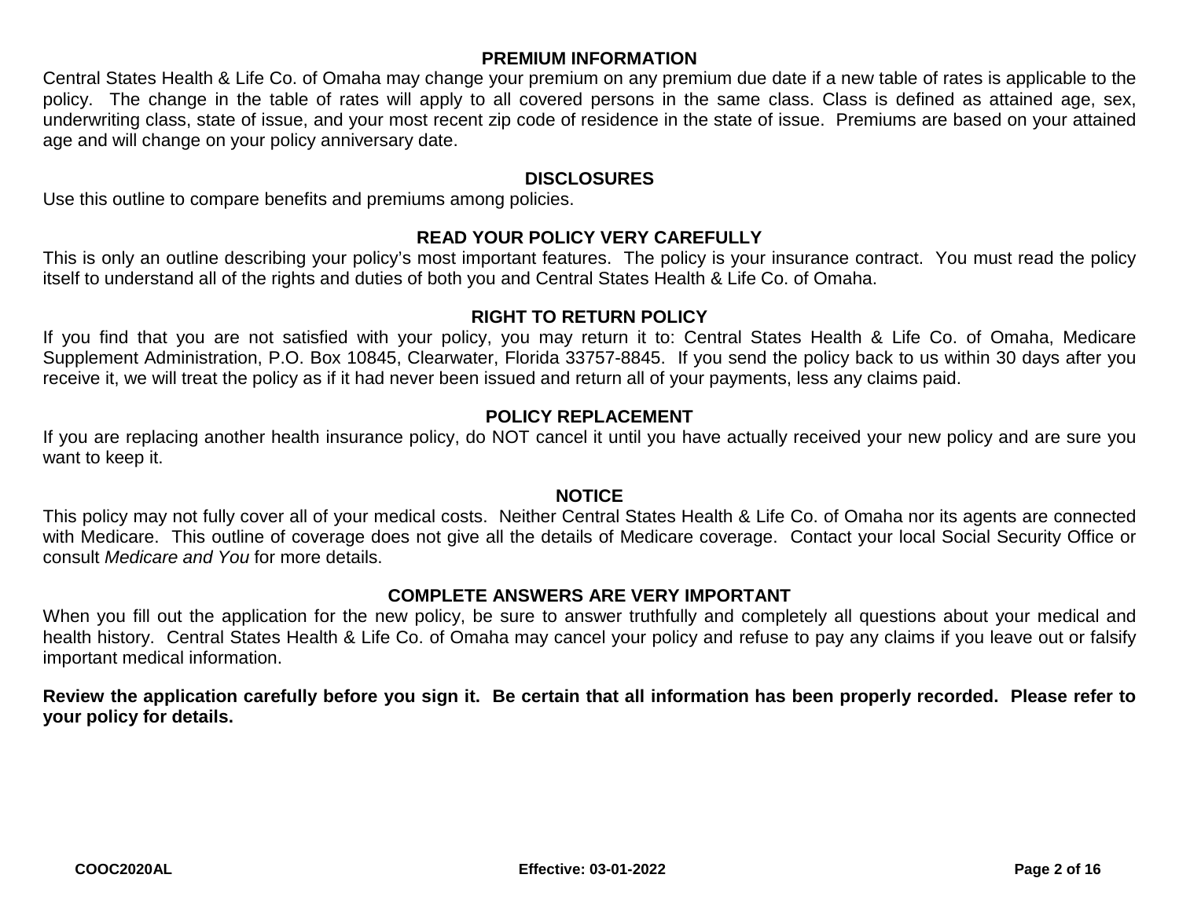## PREMIUM INFORMATION

Central States Health & Life Co. of Omaha may change your premium on any premium due date if a new table of rates is applicable to the policy. The change in the table of rates will apply to all covered persons in the same class. Class is defined as attained age, sex, underwriting class, state of issue, and your most recent zip code of residence in the state of issue. Premiums are based on your attained age and will change on your policy anniversary date.

## DISCLOSURES

Use this outline to compare benefits and premiums among policies.

## READ YOUR POLICY VERY CAREFULLY

This is only an outline describing your policy's most important features. The policy is your insurance contract. You must read the policy itself to understand all of the rights and duties of both you and Central States Health & Life Co. of Omaha.

## RIGHT TO RETURN POLICY

If you find that you are not satisfied with your policy, you may return it to: Central States Health & Life Co. of Omaha, Medicare Supplement Administration, P.O. Box 10845, Clearwater, Florida 33757-8845. If you send the policy back to us within 30 days after you receive it, we will treat the policy as if it had never been issued and return all of your payments, less any claims paid.

## POLICY REPLACEMENT

If you are replacing another health insurance policy, do NOT cancel it until you have actually received your new policy and are sure you want to keep it.

## NOTICE

This policy may not fully cover all of your medical costs. Neither Central States Health & Life Co. of Omaha nor its agents are connected with Medicare. This outline of coverage does not give all the details of Medicare coverage. Contact your local Social Security Office or consult *Medicare and You* for more details.

## COMPLETE ANSWERS ARE VERY IMPORTANT

When you fill out the application for the new policy, be sure to answer truthfully and completely all questions about your medical and health history. Central States Health & Life Co. of Omaha may cancel your policy and refuse to pay any claims if you leave out or falsify important medical information.

**Review the application carefully before you sign it. Be certain that all information has been properly recorded. Please refer to your policy for details.**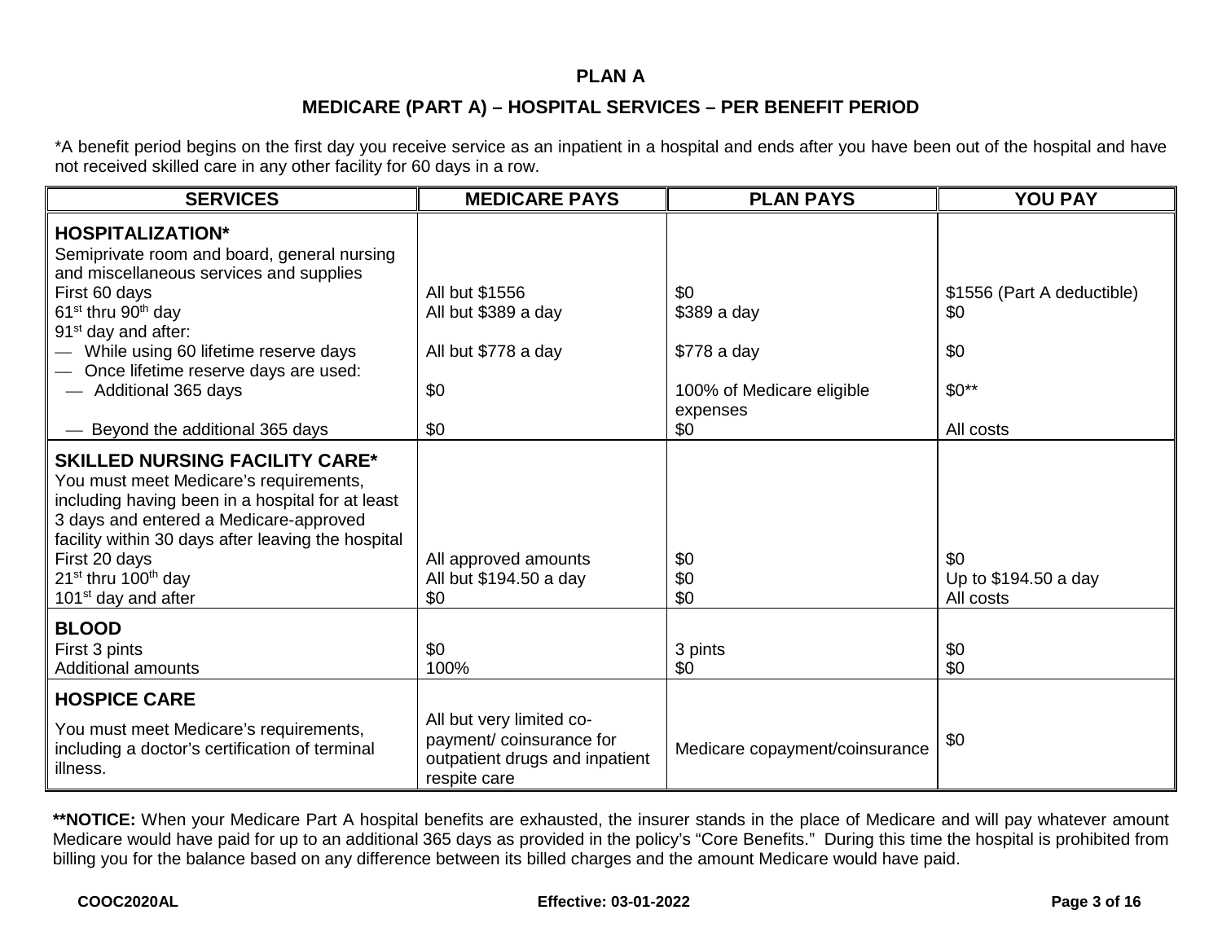**PLAN A**

**MEDICARE (PART A) – HOSPITAL SERVICES – PER BENEFIT PERIOD**

*A benefit period begins on the first day you receive service as an inpatient in a hospital and ends after you have been out of the hospital and have not received skilled care in any other facility for 60 days in a row.

| SERVICES | MEDICARE PAYS | PLAN PAYS | YOU PAY |
|---|---|---|---|
| **HOSPITALIZATION*** | | | |
| Semiprivate room and board, general nursing and miscellaneous services and supplies | | | |
| First 60 days | All but $1556 | $0 | $1556 (Part A deductible) |
| 61st thru 90th day | All but $389 a day | $389 a day | $0 |
| 91st day and after: | | | |
| — While using 60 lifetime reserve days | All but $778 a day | $778 a day | $0 |
| — Once lifetime reserve days are used: | | | |
| — Additional 365 days | $0 | 100% of Medicare eligible expenses | $0** |
| — Beyond the additional 365 days | $0 | $0 | All costs |
| **SKILLED NURSING FACILITY CARE*** | | | |
| You must meet Medicare's requirements, including having been in a hospital for at least 3 days and entered a Medicare-approved facility within 30 days after leaving the hospital | | | |
| First 20 days | All approved amounts | $0 | $0 |
| 21st thru 100th day | All but $194.50 a day | $0 | Up to $194.50 a day |
| 101st day and after | $0 | $0 | All costs |
| **BLOOD** | | | |
| First 3 pints | $0 | 3 pints | $0 |
| Additional amounts | 100% | $0 | $0 |
| **HOSPICE CARE** | | | |
| You must meet Medicare's requirements, including a doctor's certification of terminal illness. | All but very limited co-payment/ coinsurance for outpatient drugs and inpatient respite care | Medicare copayment/coinsurance | $0 |

****NOTICE:** When your Medicare Part A hospital benefits are exhausted, the insurer stands in the place of Medicare and will pay whatever amount Medicare would have paid for up to an additional 365 days as provided in the policy's "Core Benefits." During this time the hospital is prohibited from billing you for the balance based on any difference between its billed charges and the amount Medicare would have paid.

**COOC2020AL** **Effective: 03-01-2022**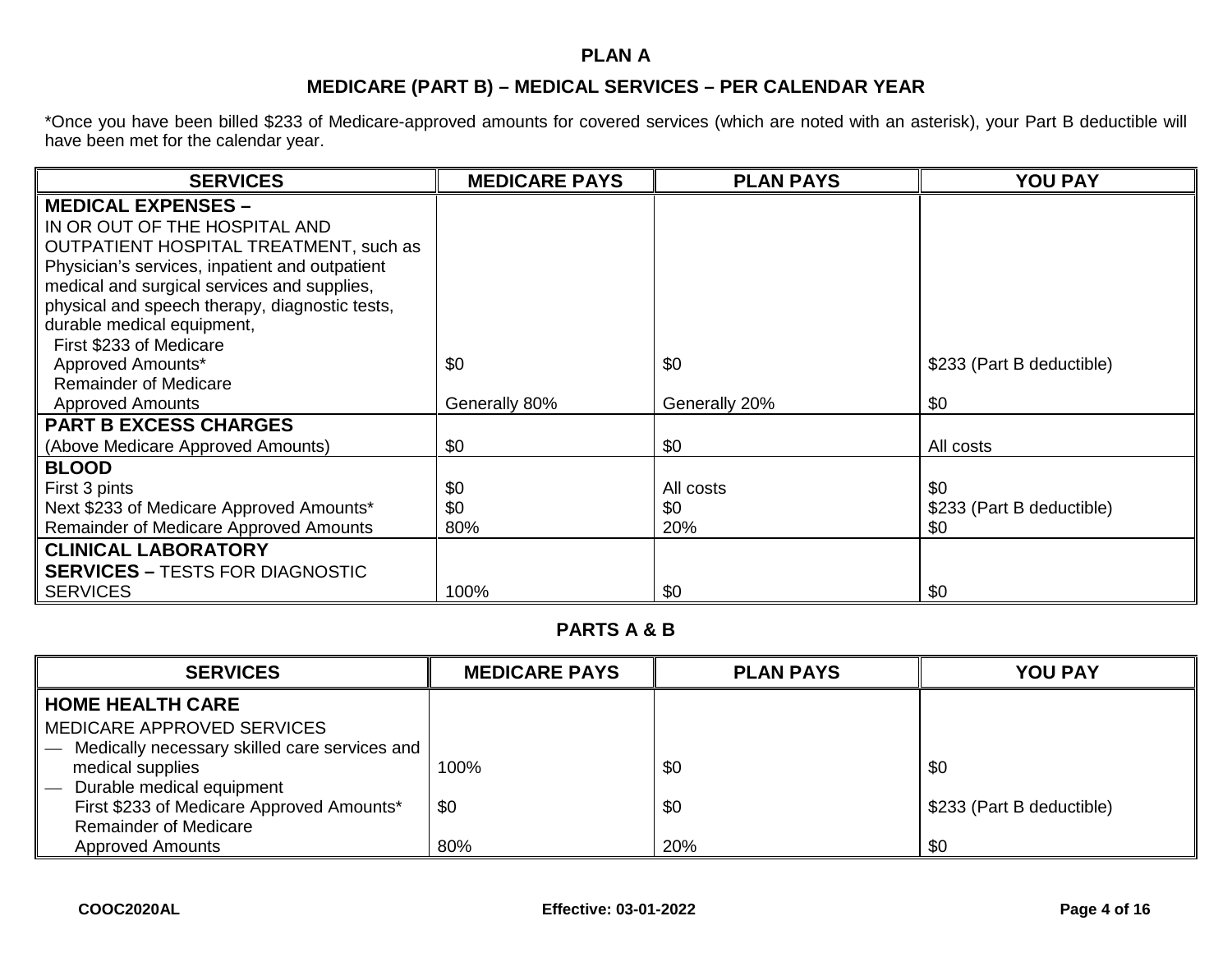## PLAN A

### MEDICARE (PART B) – MEDICAL SERVICES – PER CALENDAR YEAR

*Once you have been billed $233 of Medicare-approved amounts for covered services (which are noted with an asterisk), your Part B deductible will have been met for the calendar year.

| SERVICES | MEDICARE PAYS | PLAN PAYS | YOU PAY |
|---|---|---|---|
| **MEDICAL EXPENSES –** IN OR OUT OF THE HOSPITAL AND OUTPATIENT HOSPITAL TREATMENT, such as Physician's services, inpatient and outpatient medical and surgical services and supplies, physical and speech therapy, diagnostic tests, durable medical equipment, | | | |
| First $233 of Medicare Approved Amounts* | $0 | $0 | $233 (Part B deductible) |
| Remainder of Medicare Approved Amounts | Generally 80% | Generally 20% | $0 |
| **PART B EXCESS CHARGES** (Above Medicare Approved Amounts) | $0 | $0 | All costs |
| **BLOOD** | | | |
| First 3 pints | $0 | All costs | $0 |
| Next $233 of Medicare Approved Amounts* | $0 | $0 | $233 (Part B deductible) |
| Remainder of Medicare Approved Amounts | 80% | 20% | $0 |
| **CLINICAL LABORATORY SERVICES –** TESTS FOR DIAGNOSTIC SERVICES | 100% | $0 | $0 |

### PARTS A & B

| SERVICES | MEDICARE PAYS | PLAN PAYS | YOU PAY |
|---|---|---|---|
| **HOME HEALTH CARE** MEDICARE APPROVED SERVICES | | | |
| — Medically necessary skilled care services and medical supplies | 100% | $0 | $0 |
| — Durable medical equipment | | | |
| First $233 of Medicare Approved Amounts* | $0 | $0 | $233 (Part B deductible) |
| Remainder of Medicare Approved Amounts | 80% | 20% | $0 |

COOC2020AL Effective: 03-01-2022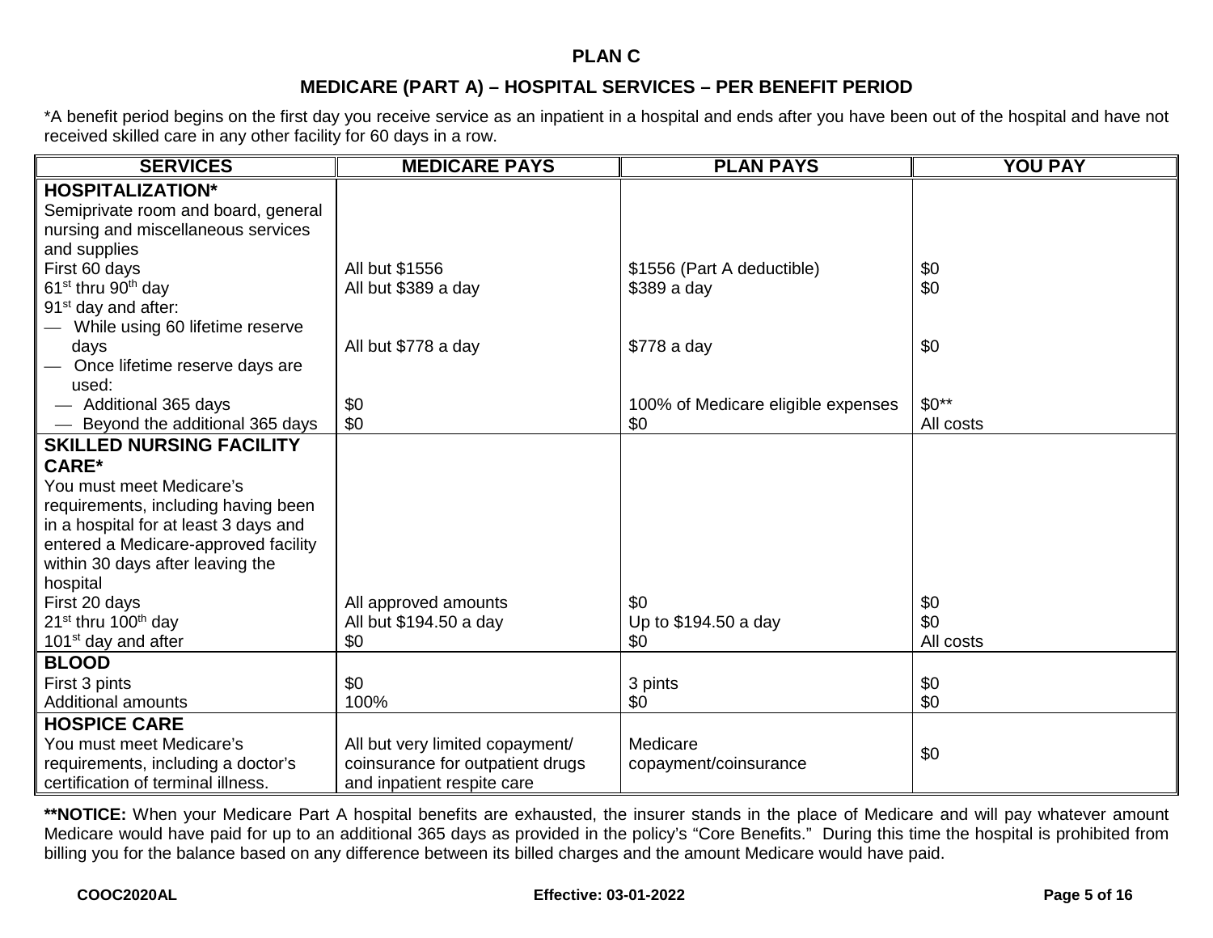## PLAN C

## MEDICARE (PART A) – HOSPITAL SERVICES – PER BENEFIT PERIOD

*A benefit period begins on the first day you receive service as an inpatient in a hospital and ends after you have been out of the hospital and have not received skilled care in any other facility for 60 days in a row.

| SERVICES | MEDICARE PAYS | PLAN PAYS | YOU PAY |
|---|---|---|---|
| **HOSPITALIZATION*** Semiprivate room and board, general nursing and miscellaneous services and supplies | | | |
| First 60 days | All but $1556 | $1556 (Part A deductible) | $0 |
| 61st thru 90th day | All but $389 a day | $389 a day | $0 |
| 91st day and after: | | | |
| — While using 60 lifetime reserve days | All but $778 a day | $778 a day | $0 |
| — Once lifetime reserve days are used: | | | |
| — Additional 365 days | $0 | 100% of Medicare eligible expenses | $0** |
| — Beyond the additional 365 days | $0 | $0 | All costs |
| **SKILLED NURSING FACILITY CARE*** You must meet Medicare's requirements, including having been in a hospital for at least 3 days and entered a Medicare-approved facility within 30 days after leaving the hospital | | | |
| First 20 days | All approved amounts | $0 | $0 |
| 21st thru 100th day | All but $194.50 a day | Up to $194.50 a day | $0 |
| 101st day and after | $0 | $0 | All costs |
| **BLOOD** | | | |
| First 3 pints | $0 | 3 pints | $0 |
| Additional amounts | 100% | $0 | $0 |
| **HOSPICE CARE** You must meet Medicare's requirements, including a doctor's certification of terminal illness. | All but very limited copayment/ coinsurance for outpatient drugs and inpatient respite care | Medicare copayment/coinsurance | $0 |

****NOTICE:** When your Medicare Part A hospital benefits are exhausted, the insurer stands in the place of Medicare and will pay whatever amount Medicare would have paid for up to an additional 365 days as provided in the policy's "Core Benefits." During this time the hospital is prohibited from billing you for the balance based on any difference between its billed charges and the amount Medicare would have paid.

COOC2020AL Effective: 03-01-2022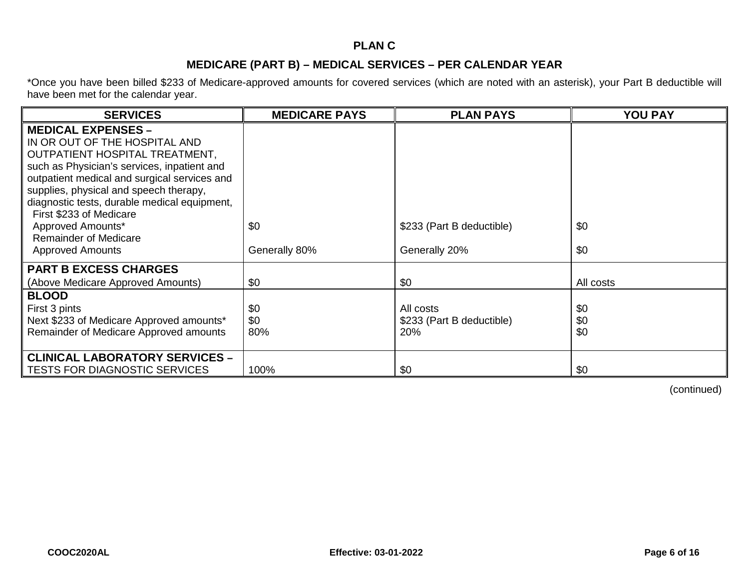## PLAN C

### MEDICARE (PART B) – MEDICAL SERVICES – PER CALENDAR YEAR

*Once you have been billed $233 of Medicare-approved amounts for covered services (which are noted with an asterisk), your Part B deductible will have been met for the calendar year.

| SERVICES | MEDICARE PAYS | PLAN PAYS | YOU PAY |
|---|---|---|---|
| **MEDICAL EXPENSES –** IN OR OUT OF THE HOSPITAL AND OUTPATIENT HOSPITAL TREATMENT, such as Physician's services, inpatient and outpatient medical and surgical services and supplies, physical and speech therapy, diagnostic tests, durable medical equipment, | | | |
| First $233 of Medicare Approved Amounts* | $0 | $233 (Part B deductible) | $0 |
| Remainder of Medicare Approved Amounts | Generally 80% | Generally 20% | $0 |
| **PART B EXCESS CHARGES** (Above Medicare Approved Amounts) | $0 | $0 | All costs |
| **BLOOD** | | | |
| First 3 pints | $0 | All costs | $0 |
| Next $233 of Medicare Approved amounts* | $0 | $233 (Part B deductible) | $0 |
| Remainder of Medicare Approved amounts | 80% | 20% | $0 |
| **CLINICAL LABORATORY SERVICES –** TESTS FOR DIAGNOSTIC SERVICES | 100% | $0 | $0 |

(continued)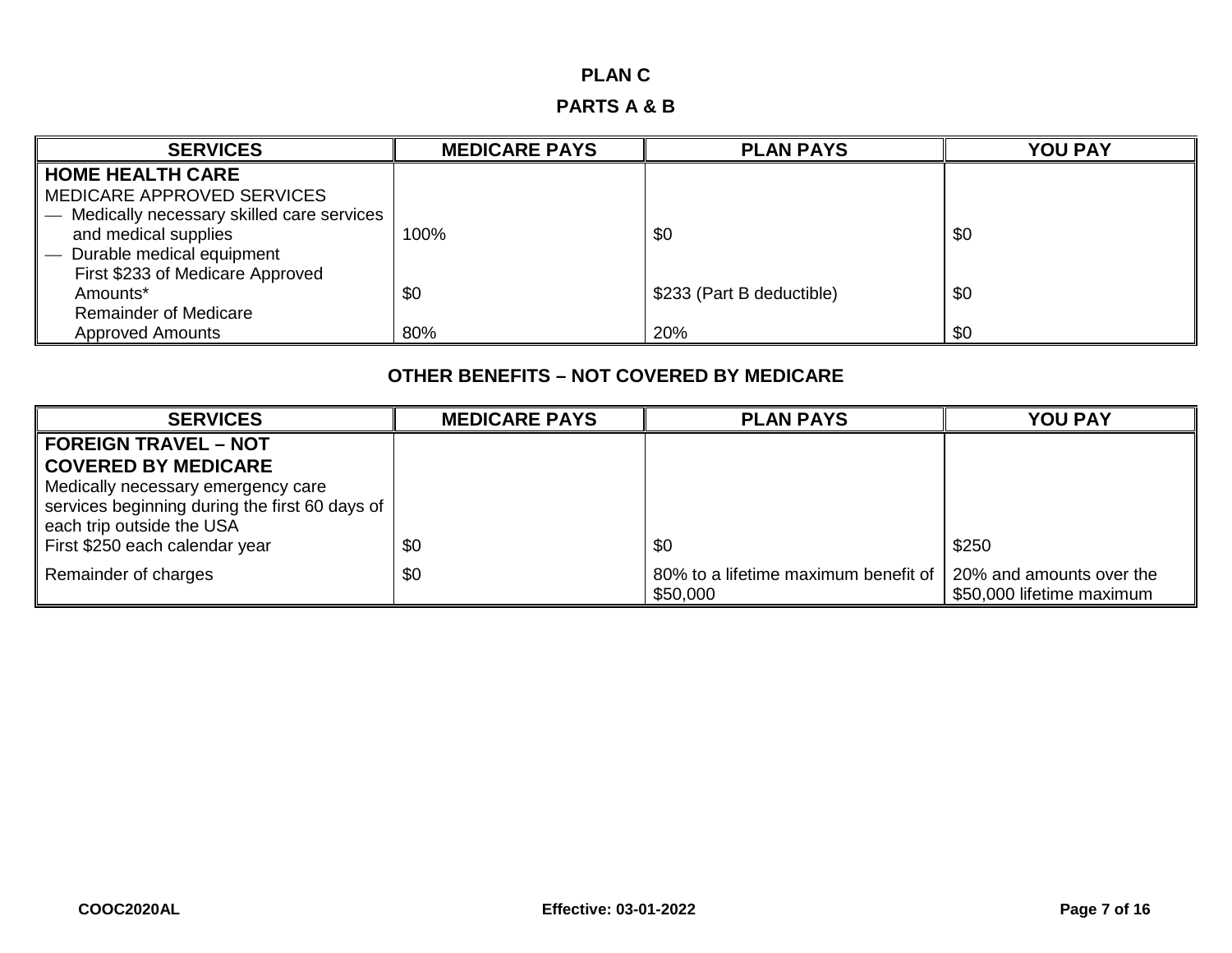## PLAN C

### PARTS A & B

| SERVICES | MEDICARE PAYS | PLAN PAYS | YOU PAY |
|---|---|---|---|
| **HOME HEALTH CARE**<br>MEDICARE APPROVED SERVICES<br>— Medically necessary skilled care services and medical supplies | 100% | $0 | $0 |
| — Durable medical equipment<br>First $233 of Medicare Approved Amounts* | $0 | $233 (Part B deductible) | $0 |
| Remainder of Medicare Approved Amounts | 80% | 20% | $0 |

### OTHER BENEFITS – NOT COVERED BY MEDICARE

| SERVICES | MEDICARE PAYS | PLAN PAYS | YOU PAY |
|---|---|---|---|
| **FOREIGN TRAVEL – NOT COVERED BY MEDICARE**<br>Medically necessary emergency care services beginning during the first 60 days of each trip outside the USA<br>First $250 each calendar year | $0 | $0 | $250 |
| Remainder of charges | $0 | 80% to a lifetime maximum benefit of $50,000 | 20% and amounts over the $50,000 lifetime maximum |

COOC2020AL Effective: 03-01-2022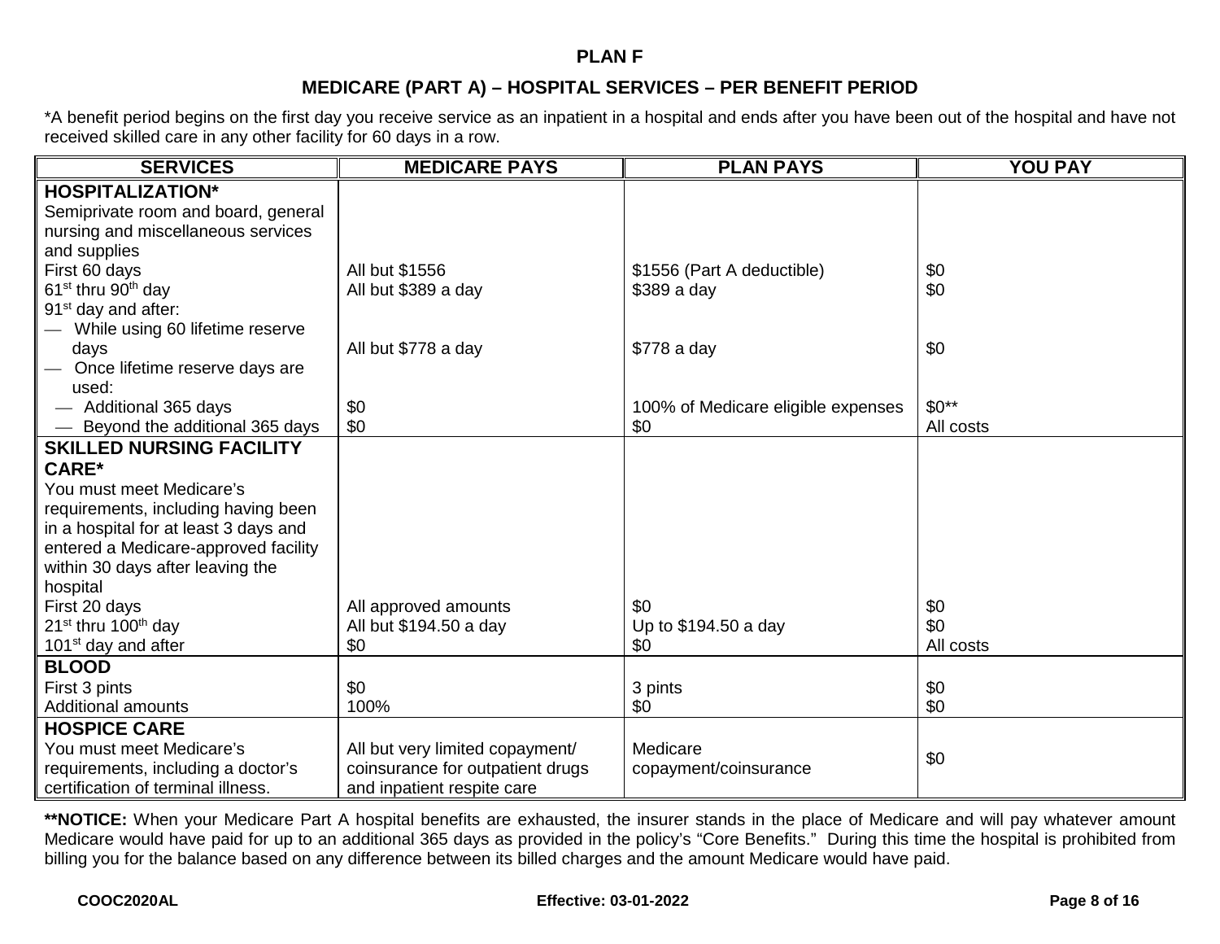## PLAN F

### MEDICARE (PART A) – HOSPITAL SERVICES – PER BENEFIT PERIOD

*A benefit period begins on the first day you receive service as an inpatient in a hospital and ends after you have been out of the hospital and have not received skilled care in any other facility for 60 days in a row.

| SERVICES | MEDICARE PAYS | PLAN PAYS | YOU PAY |
|---|---|---|---|
| **HOSPITALIZATION*** | | | |
| Semiprivate room and board, general nursing and miscellaneous services and supplies | | | |
| First 60 days | All but $1556 | $1556 (Part A deductible) | $0 |
| 61st thru 90th day | All but $389 a day | $389 a day | $0 |
| 91st day and after: | | | |
| — While using 60 lifetime reserve days | All but $778 a day | $778 a day | $0 |
| — Once lifetime reserve days are used: | | | |
| — Additional 365 days | $0 | 100% of Medicare eligible expenses | $0** |
| — Beyond the additional 365 days | $0 | $0 | All costs |
| **SKILLED NURSING FACILITY CARE*** | | | |
| You must meet Medicare's requirements, including having been in a hospital for at least 3 days and entered a Medicare-approved facility within 30 days after leaving the hospital | | | |
| First 20 days | All approved amounts | $0 | $0 |
| 21st thru 100th day | All but $194.50 a day | Up to $194.50 a day | $0 |
| 101st day and after | $0 | $0 | All costs |
| **BLOOD** | | | |
| First 3 pints | $0 | 3 pints | $0 |
| Additional amounts | 100% | $0 | $0 |
| **HOSPICE CARE** | | | |
| You must meet Medicare's requirements, including a doctor's certification of terminal illness. | All but very limited copayment/ coinsurance for outpatient drugs and inpatient respite care | Medicare copayment/coinsurance | $0 |

****NOTICE:** When your Medicare Part A hospital benefits are exhausted, the insurer stands in the place of Medicare and will pay whatever amount Medicare would have paid for up to an additional 365 days as provided in the policy's "Core Benefits." During this time the hospital is prohibited from billing you for the balance based on any difference between its billed charges and the amount Medicare would have paid.

COOC2020AL Effective: 03-01-2022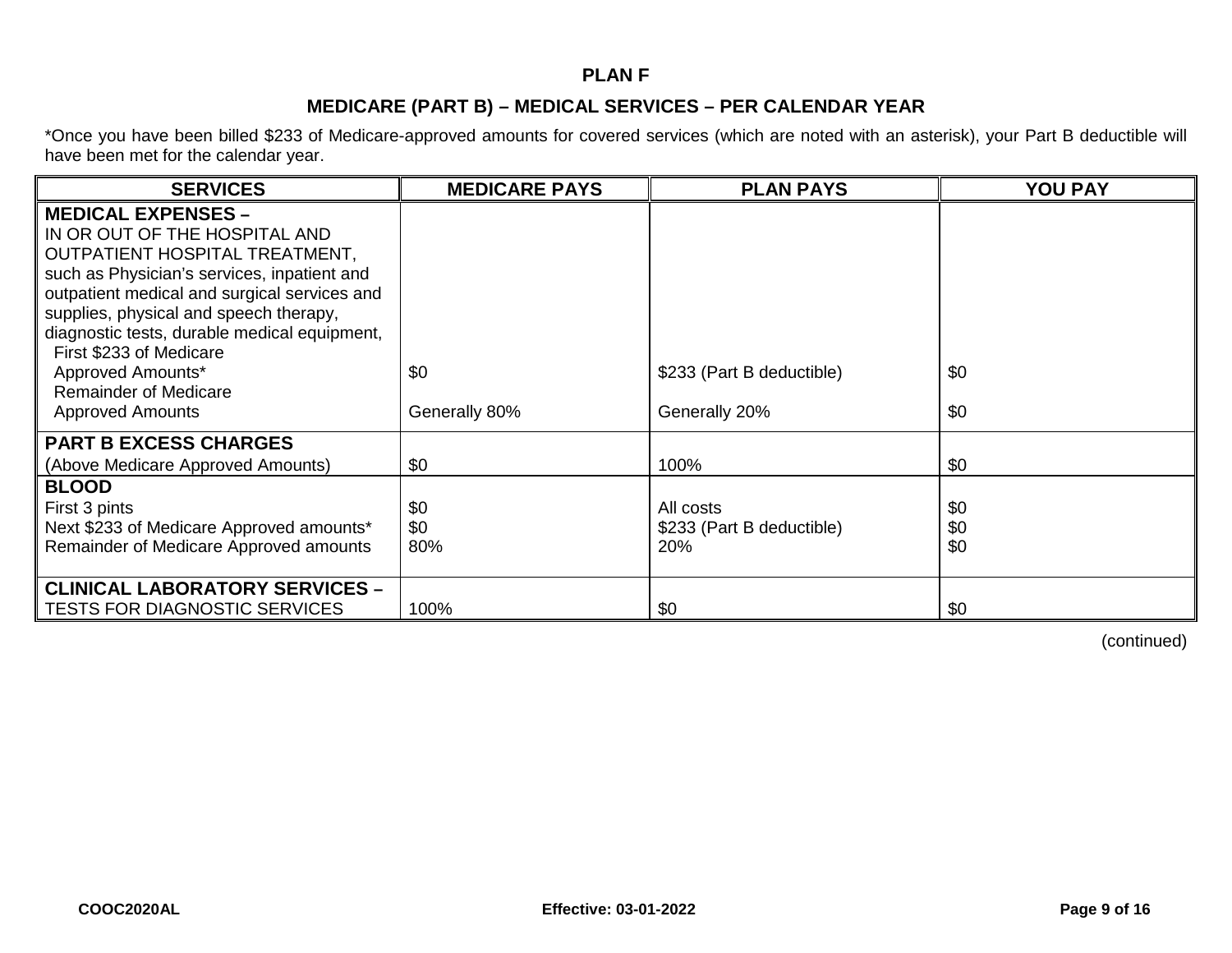## PLAN F

### MEDICARE (PART B) – MEDICAL SERVICES – PER CALENDAR YEAR

*Once you have been billed $233 of Medicare-approved amounts for covered services (which are noted with an asterisk), your Part B deductible will have been met for the calendar year.

| SERVICES | MEDICARE PAYS | PLAN PAYS | YOU PAY |
|---|---|---|---|
| **MEDICAL EXPENSES –** IN OR OUT OF THE HOSPITAL AND OUTPATIENT HOSPITAL TREATMENT, such as Physician's services, inpatient and outpatient medical and surgical services and supplies, physical and speech therapy, diagnostic tests, durable medical equipment, | | | |
| First $233 of Medicare Approved Amounts* | $0 | $233 (Part B deductible) | $0 |
| Remainder of Medicare Approved Amounts | Generally 80% | Generally 20% | $0 |
| **PART B EXCESS CHARGES** (Above Medicare Approved Amounts) | $0 | 100% | $0 |
| **BLOOD** | | | |
| First 3 pints | $0 | All costs | $0 |
| Next $233 of Medicare Approved amounts* | $0 | $233 (Part B deductible) | $0 |
| Remainder of Medicare Approved amounts | 80% | 20% | $0 |
| **CLINICAL LABORATORY SERVICES –** TESTS FOR DIAGNOSTIC SERVICES | 100% | $0 | $0 |

(continued)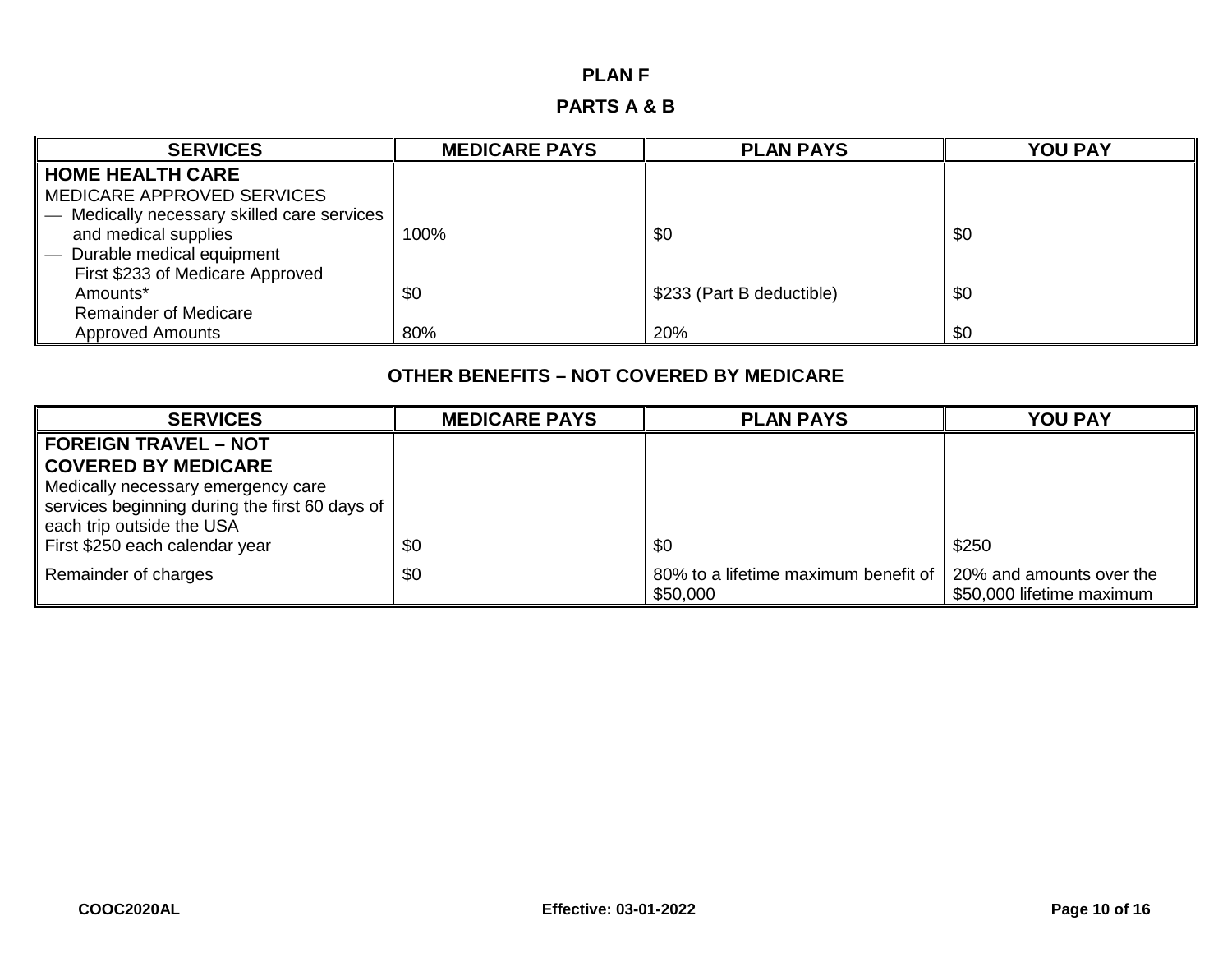## PLAN F

## PARTS A & B

| SERVICES | MEDICARE PAYS | PLAN PAYS | YOU PAY |
|---|---|---|---|
| **HOME HEALTH CARE**<br>MEDICARE APPROVED SERVICES<br>— Medically necessary skilled care services and medical supplies | 100% | $0 | $0 |
| — Durable medical equipment<br>First $233 of Medicare Approved Amounts* | $0 | $233 (Part B deductible) | $0 |
| Remainder of Medicare Approved Amounts | 80% | 20% | $0 |

## OTHER BENEFITS – NOT COVERED BY MEDICARE

| SERVICES | MEDICARE PAYS | PLAN PAYS | YOU PAY |
|---|---|---|---|
| **FOREIGN TRAVEL – NOT COVERED BY MEDICARE**<br>Medically necessary emergency care services beginning during the first 60 days of each trip outside the USA<br>First $250 each calendar year | $0 | $0 | $250 |
| Remainder of charges | $0 | 80% to a lifetime maximum benefit of $50,000 | 20% and amounts over the $50,000 lifetime maximum |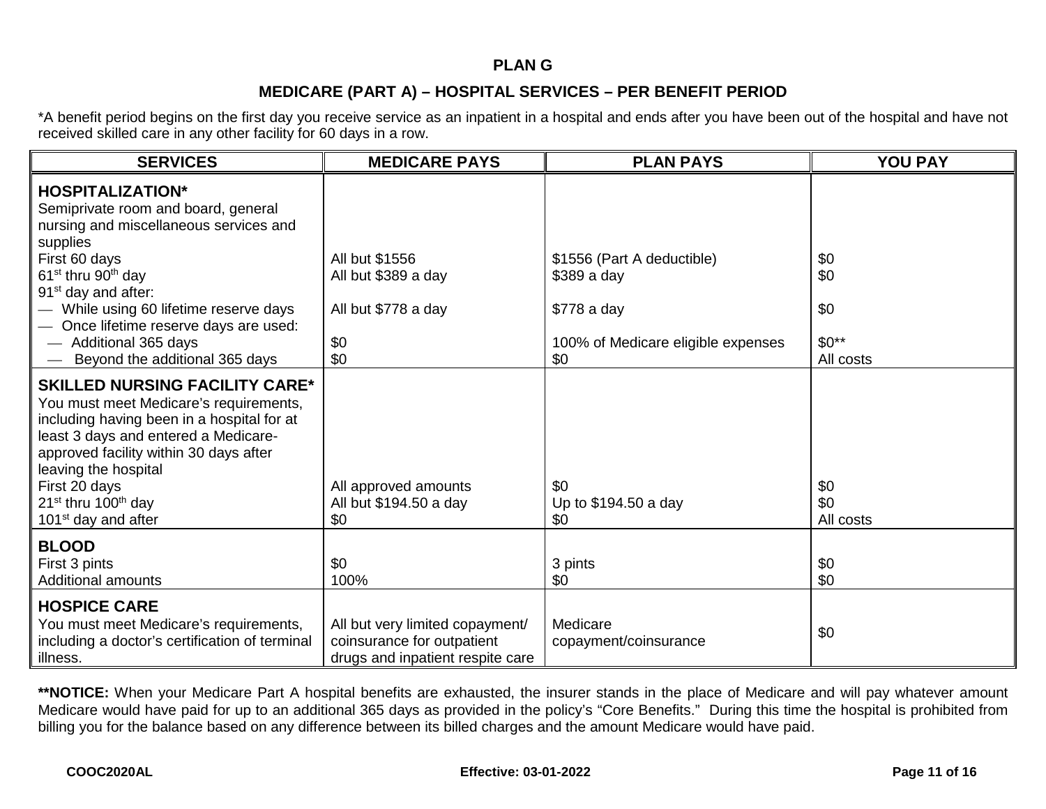# PLAN G

## MEDICARE (PART A) – HOSPITAL SERVICES – PER BENEFIT PERIOD

*A benefit period begins on the first day you receive service as an inpatient in a hospital and ends after you have been out of the hospital and have not received skilled care in any other facility for 60 days in a row.

| SERVICES | MEDICARE PAYS | PLAN PAYS | YOU PAY |
|---|---|---|---|
| **HOSPITALIZATION*** <br> Semiprivate room and board, general nursing and miscellaneous services and supplies | | | |
| First 60 days | All but $1556 | $1556 (Part A deductible) | $0 |
| 61st thru 90th day | All but $389 a day | $389 a day | $0 |
| 91st day and after: | | | |
| — While using 60 lifetime reserve days | All but $778 a day | $778 a day | $0 |
| — Once lifetime reserve days are used: | | | |
| — Additional 365 days | $0 | 100% of Medicare eligible expenses | $0** |
| — Beyond the additional 365 days | $0 | $0 | All costs |
| **SKILLED NURSING FACILITY CARE*** <br> You must meet Medicare's requirements, including having been in a hospital for at least 3 days and entered a Medicare-approved facility within 30 days after leaving the hospital | | | |
| First 20 days | All approved amounts | $0 | $0 |
| 21st thru 100th day | All but $194.50 a day | Up to $194.50 a day | $0 |
| 101st day and after | $0 | $0 | All costs |
| **BLOOD** | | | |
| First 3 pints | $0 | 3 pints | $0 |
| Additional amounts | 100% | $0 | $0 |
| **HOSPICE CARE** <br> You must meet Medicare's requirements, including a doctor's certification of terminal illness. | All but very limited copayment/ coinsurance for outpatient drugs and inpatient respite care | Medicare copayment/coinsurance | $0 |

****NOTICE:** When your Medicare Part A hospital benefits are exhausted, the insurer stands in the place of Medicare and will pay whatever amount Medicare would have paid for up to an additional 365 days as provided in the policy's "Core Benefits." During this time the hospital is prohibited from billing you for the balance based on any difference between its billed charges and the amount Medicare would have paid.

COOC2020AL Effective: 03-01-2022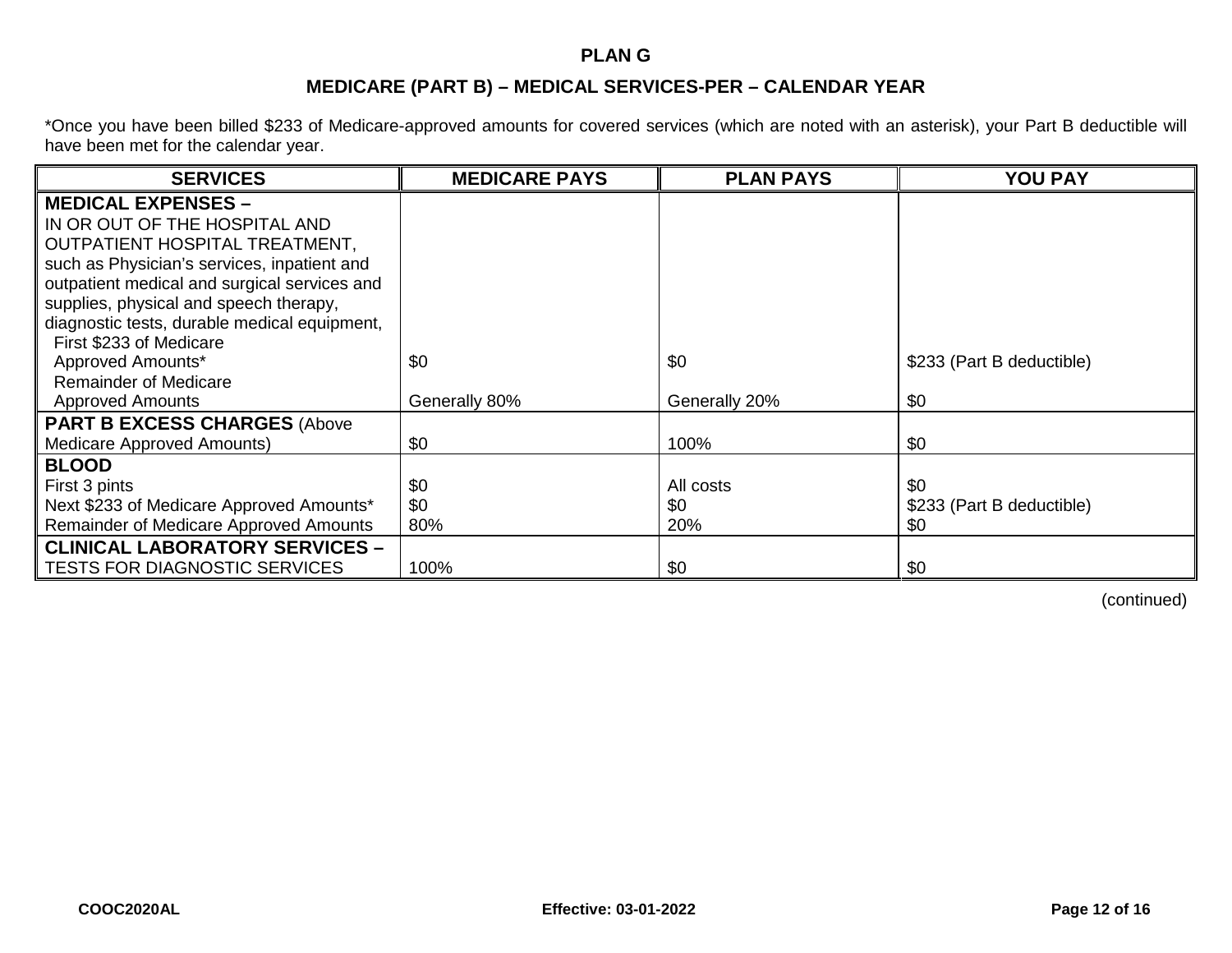**PLAN G**

**MEDICARE (PART B) – MEDICAL SERVICES-PER – CALENDAR YEAR**

*Once you have been billed $233 of Medicare-approved amounts for covered services (which are noted with an asterisk), your Part B deductible will have been met for the calendar year.

| SERVICES | MEDICARE PAYS | PLAN PAYS | YOU PAY |
|---|---|---|---|
| **MEDICAL EXPENSES –** IN OR OUT OF THE HOSPITAL AND OUTPATIENT HOSPITAL TREATMENT, such as Physician's services, inpatient and outpatient medical and surgical services and supplies, physical and speech therapy, diagnostic tests, durable medical equipment, | | | |
| First $233 of Medicare Approved Amounts* | $0 | $0 | $233 (Part B deductible) |
| Remainder of Medicare Approved Amounts | Generally 80% | Generally 20% | $0 |
| **PART B EXCESS CHARGES** (Above Medicare Approved Amounts) | $0 | 100% | $0 |
| **BLOOD** | | | |
| First 3 pints | $0 | All costs | $0 |
| Next $233 of Medicare Approved Amounts* | $0 | $0 | $233 (Part B deductible) |
| Remainder of Medicare Approved Amounts | 80% | 20% | $0 |
| **CLINICAL LABORATORY SERVICES –** TESTS FOR DIAGNOSTIC SERVICES | 100% | $0 | $0 |

(continued)

COOC2020AL Effective: 03-01-2022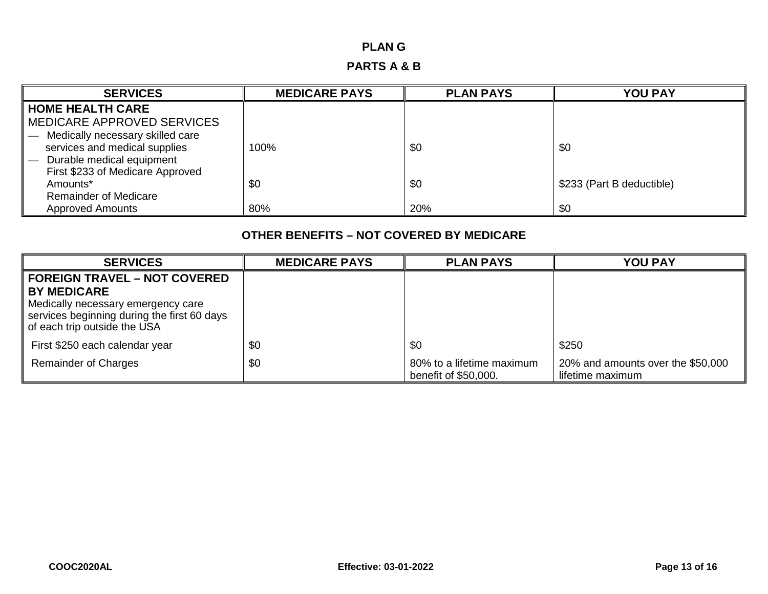## PLAN G

### PARTS A & B

| SERVICES | MEDICARE PAYS | PLAN PAYS | YOU PAY |
|---|---|---|---|
| **HOME HEALTH CARE**<br>MEDICARE APPROVED SERVICES | | | |
| — Medically necessary skilled care services and medical supplies | 100% | $0 | $0 |
| — Durable medical equipment<br>First $233 of Medicare Approved Amounts* | $0 | $0 | $233 (Part B deductible) |
| Remainder of Medicare Approved Amounts | 80% | 20% | $0 |

### OTHER BENEFITS – NOT COVERED BY MEDICARE

| SERVICES | MEDICARE PAYS | PLAN PAYS | YOU PAY |
|---|---|---|---|
| **FOREIGN TRAVEL – NOT COVERED BY MEDICARE**<br>Medically necessary emergency care services beginning during the first 60 days of each trip outside the USA | | | |
| First $250 each calendar year | $0 | $0 | $250 |
| Remainder of Charges | $0 | 80% to a lifetime maximum benefit of $50,000. | 20% and amounts over the $50,000 lifetime maximum |

COOC2020AL  Effective: 03-01-2022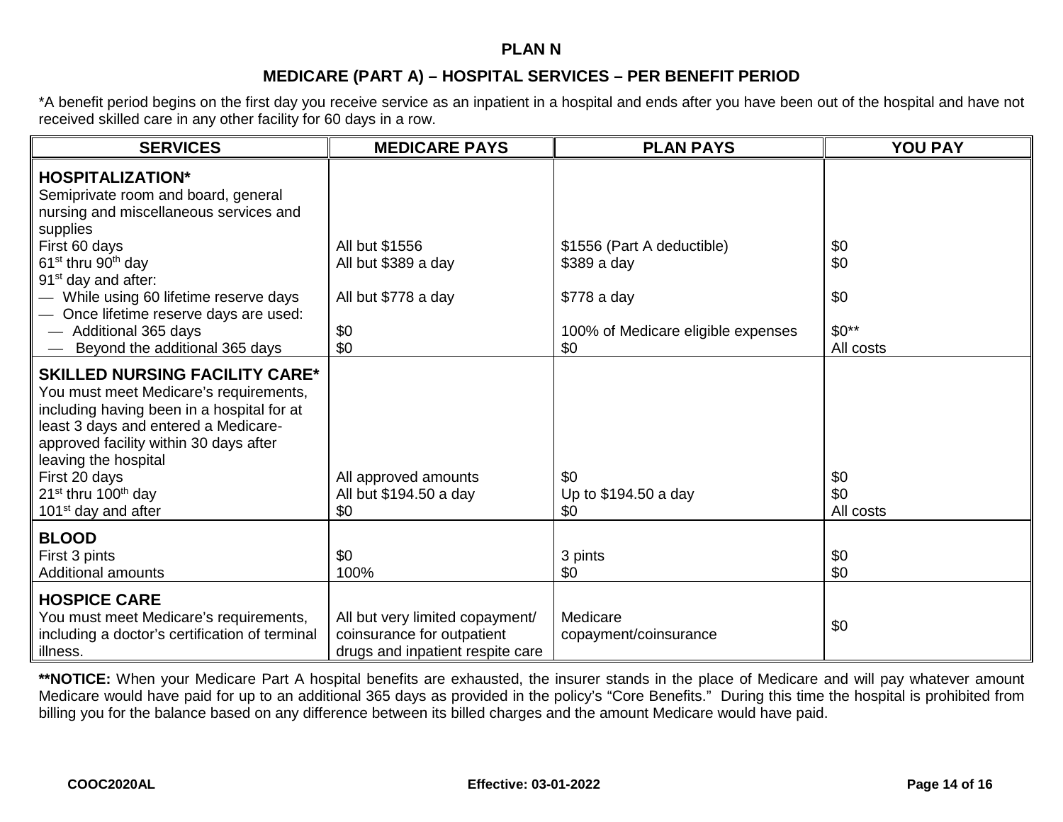## PLAN N

### MEDICARE (PART A) – HOSPITAL SERVICES – PER BENEFIT PERIOD

*A benefit period begins on the first day you receive service as an inpatient in a hospital and ends after you have been out of the hospital and have not received skilled care in any other facility for 60 days in a row.

| SERVICES | MEDICARE PAYS | PLAN PAYS | YOU PAY |
|---|---|---|---|
| **HOSPITALIZATION*** Semiprivate room and board, general nursing and miscellaneous services and supplies | | | |
| First 60 days | All but $1556 | $1556 (Part A deductible) | $0 |
| 61st thru 90th day | All but $389 a day | $389 a day | $0 |
| 91st day and after: | | | |
| — While using 60 lifetime reserve days | All but $778 a day | $778 a day | $0 |
| — Once lifetime reserve days are used: | | | |
| — Additional 365 days | $0 | 100% of Medicare eligible expenses | $0** |
| — Beyond the additional 365 days | $0 | $0 | All costs |
| **SKILLED NURSING FACILITY CARE*** You must meet Medicare's requirements, including having been in a hospital for at least 3 days and entered a Medicare-approved facility within 30 days after leaving the hospital | | | |
| First 20 days | All approved amounts | $0 | $0 |
| 21st thru 100th day | All but $194.50 a day | Up to $194.50 a day | $0 |
| 101st day and after | $0 | $0 | All costs |
| **BLOOD** | | | |
| First 3 pints | $0 | 3 pints | $0 |
| Additional amounts | 100% | $0 | $0 |
| **HOSPICE CARE** You must meet Medicare's requirements, including a doctor's certification of terminal illness. | All but very limited copayment/ coinsurance for outpatient drugs and inpatient respite care | Medicare copayment/coinsurance | $0 |

****NOTICE:** When your Medicare Part A hospital benefits are exhausted, the insurer stands in the place of Medicare and will pay whatever amount Medicare would have paid for up to an additional 365 days as provided in the policy's "Core Benefits." During this time the hospital is prohibited from billing you for the balance based on any difference between its billed charges and the amount Medicare would have paid.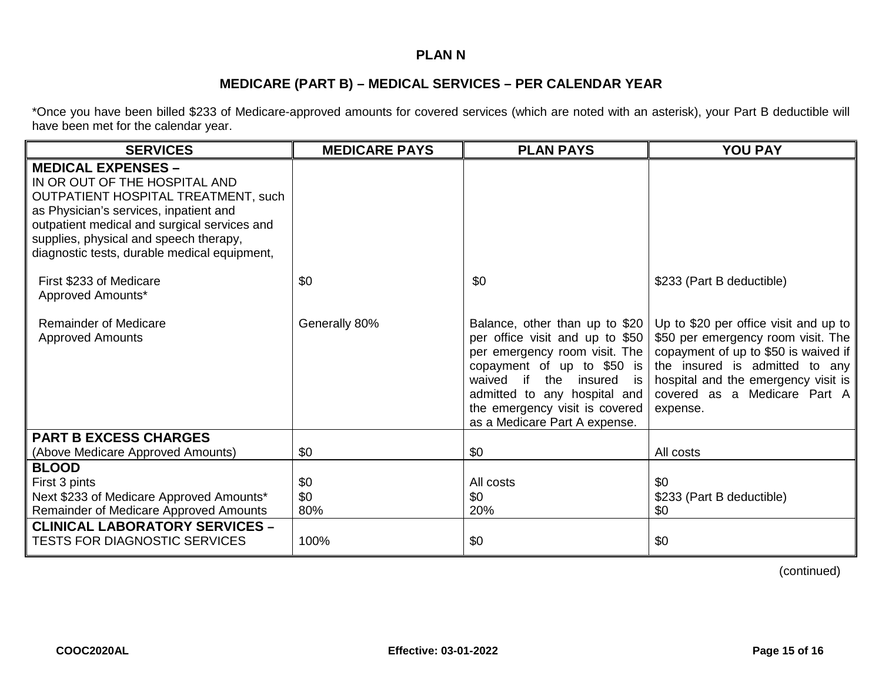## PLAN N

### MEDICARE (PART B) – MEDICAL SERVICES – PER CALENDAR YEAR

*Once you have been billed $233 of Medicare-approved amounts for covered services (which are noted with an asterisk), your Part B deductible will have been met for the calendar year.

| SERVICES | MEDICARE PAYS | PLAN PAYS | YOU PAY |
|---|---|---|---|
| **MEDICAL EXPENSES –** IN OR OUT OF THE HOSPITAL AND OUTPATIENT HOSPITAL TREATMENT, such as Physician's services, inpatient and outpatient medical and surgical services and supplies, physical and speech therapy, diagnostic tests, durable medical equipment, | | | |
| First $233 of Medicare Approved Amounts* | $0 | $0 | $233 (Part B deductible) |
| Remainder of Medicare Approved Amounts | Generally 80% | Balance, other than up to $20 per office visit and up to $50 per emergency room visit. The copayment of up to $50 is waived if the insured is admitted to any hospital and the emergency visit is covered as a Medicare Part A expense. | Up to $20 per office visit and up to $50 per emergency room visit. The copayment of up to $50 is waived if the insured is admitted to any hospital and the emergency visit is covered as a Medicare Part A expense. |
| **PART B EXCESS CHARGES** (Above Medicare Approved Amounts) | $0 | $0 | All costs |
| **BLOOD** | | | |
| First 3 pints | $0 | All costs | $0 |
| Next $233 of Medicare Approved Amounts* | $0 | $0 | $233 (Part B deductible) |
| Remainder of Medicare Approved Amounts | 80% | 20% | $0 |
| **CLINICAL LABORATORY SERVICES –** TESTS FOR DIAGNOSTIC SERVICES | 100% | $0 | $0 |

(continued)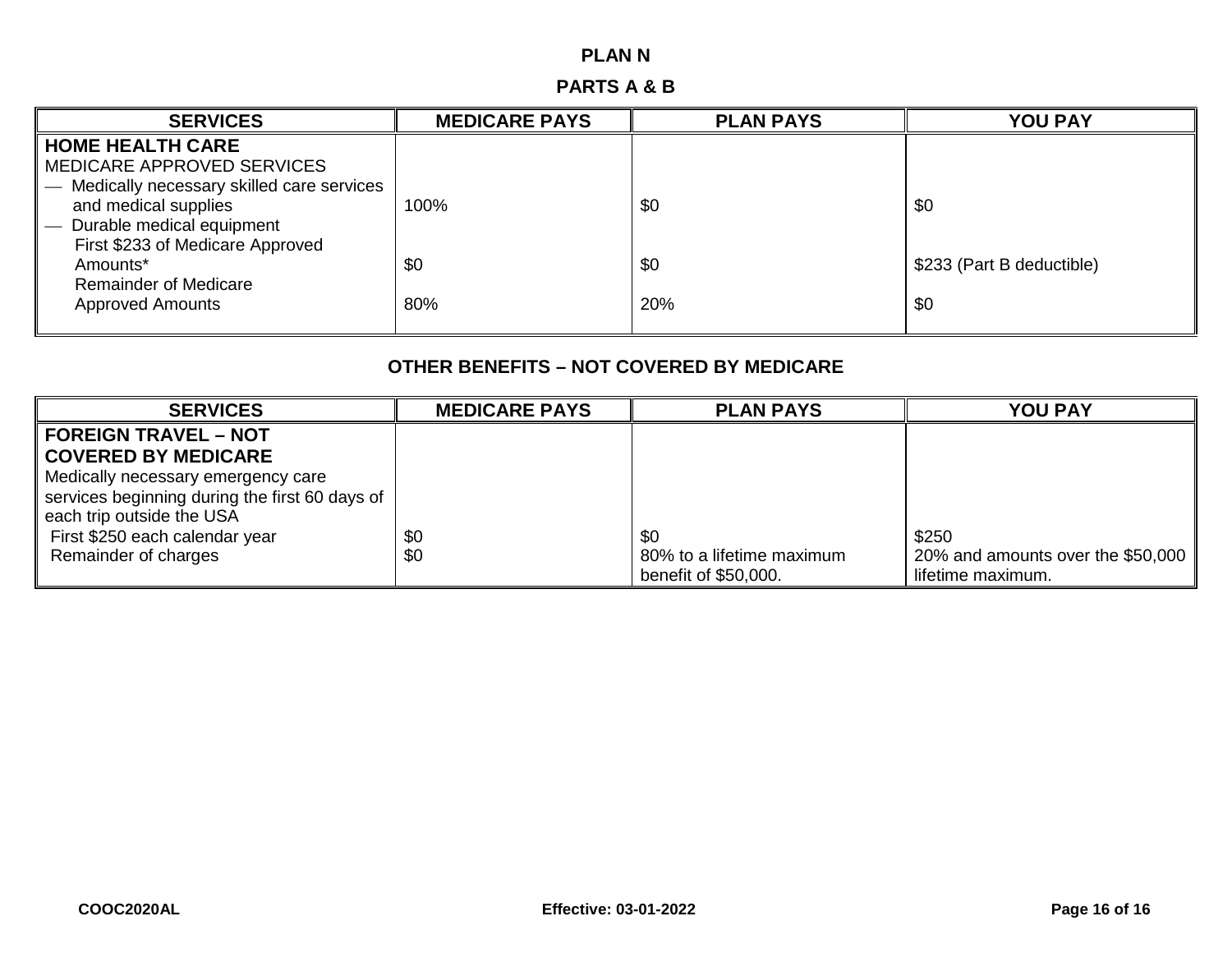## PLAN N

### PARTS A & B

| SERVICES | MEDICARE PAYS | PLAN PAYS | YOU PAY |
|---|---|---|---|
| **HOME HEALTH CARE**<br>MEDICARE APPROVED SERVICES<br>— Medically necessary skilled care services and medical supplies | 100% | $0 | $0 |
| — Durable medical equipment<br>First $233 of Medicare Approved Amounts* | $0 | $0 | $233 (Part B deductible) |
| Remainder of Medicare Approved Amounts | 80% | 20% | $0 |

### OTHER BENEFITS – NOT COVERED BY MEDICARE

| SERVICES | MEDICARE PAYS | PLAN PAYS | YOU PAY |
|---|---|---|---|
| **FOREIGN TRAVEL – NOT COVERED BY MEDICARE**<br>Medically necessary emergency care services beginning during the first 60 days of each trip outside the USA | | | |
| First $250 each calendar year | $0 | $0 | $250 |
| Remainder of charges | $0 | 80% to a lifetime maximum benefit of $50,000. | 20% and amounts over the $50,000 lifetime maximum. |

COOC2020AL Effective: 03-01-2022